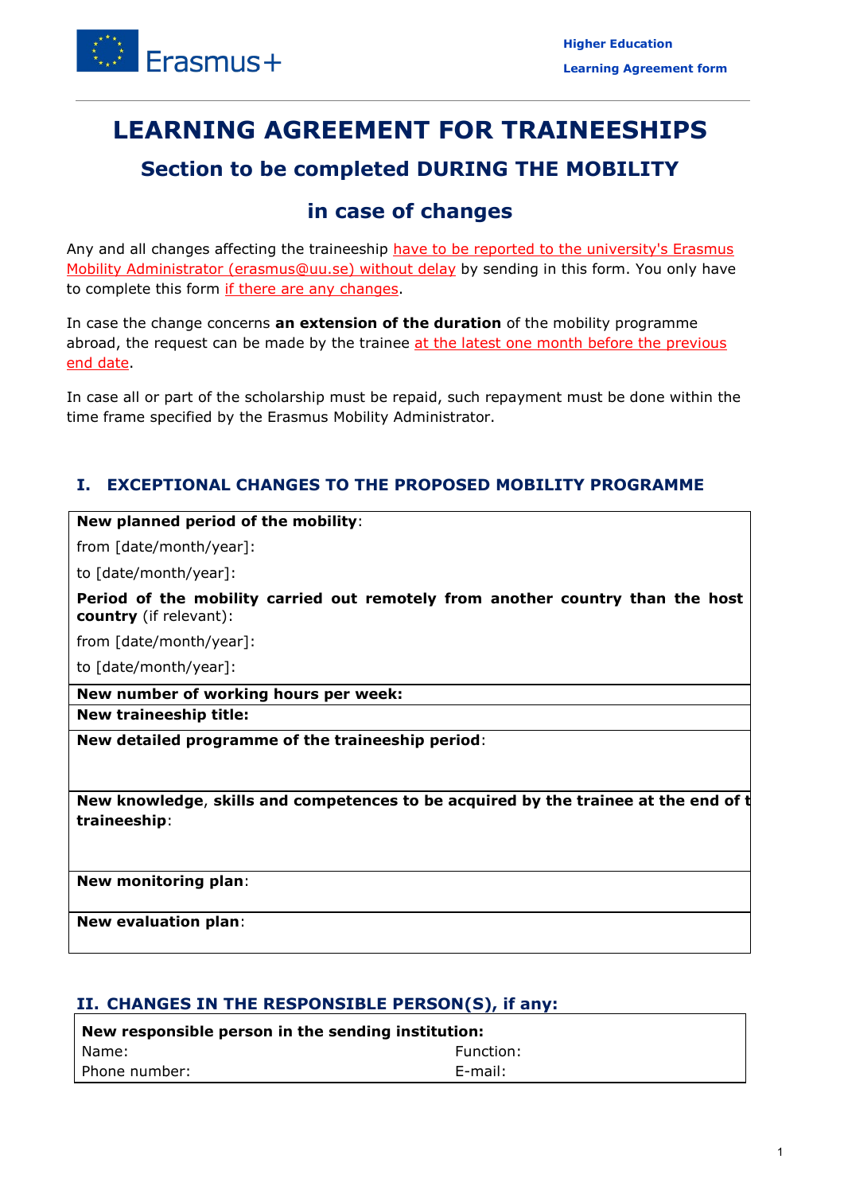Higher Education

Learning Agreement form

# LEARNING AGREEMENT FOR TRAINEESHIPS

## Section to be completed DURING THE MOBILITY

## in case of changes

Any and all changes affecting the traineeship have to be reported to the university's Erasmus Mobility Administrator (erasmus@uu.se) without delay by sending in this form. You only have to complete this form if there are any changes.

In case the change concerns **an extension of the duration** of the mobility programme abroad, the request can be made by the trainee at the latest one month before the previous end date.

In case all or part of the scholarship must be repaid, such repayment must be done within the time frame specified by the Erasmus Mobility Administrator.

### I. EXCEPTIONAL CHANGES TO THE PROPOSED MOBILITY PROGRAMME

| **New planned period of the mobility**:<br>from [date/month/year]:<br>to [date/month/year]:<br>**Period of the mobility carried out remotely from another country than the host country** (if relevant):<br>from [date/month/year]:<br>to [date/month/year]: |
|---|
| **New number of working hours per week:** |
| **New traineeship title:** |
| **New detailed programme of the traineeship period**: |
| **New knowledge, skills and competences to be acquired by the trainee at the end of t traineeship**: |
| **New monitoring plan**: |
| **New evaluation plan**: |

### II. CHANGES IN THE RESPONSIBLE PERSON(S), if any:

| **New responsible person in the sending institution:** | |
|---|---|
| Name: | Function: |
| Phone number: | E-mail: |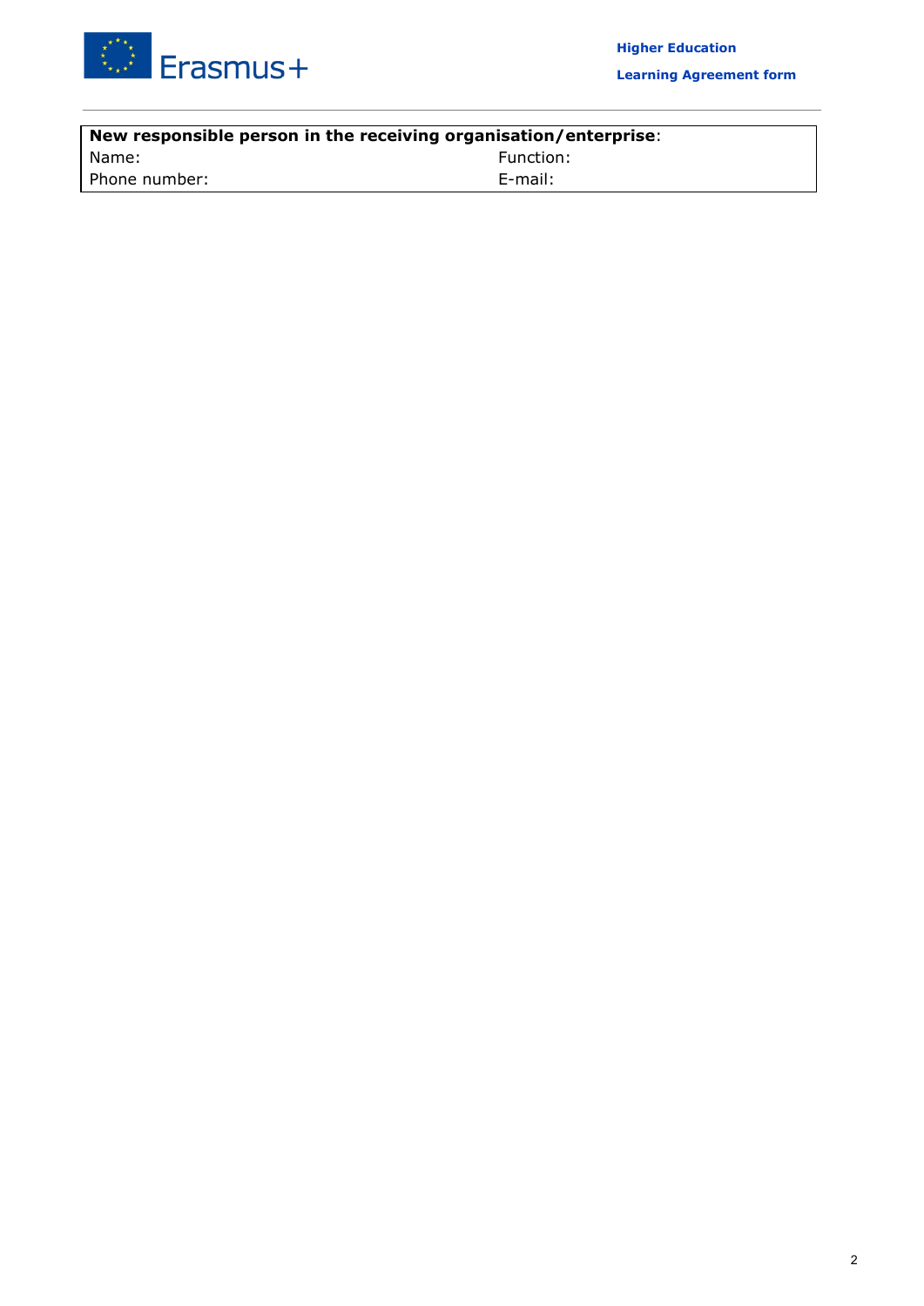| **New responsible person in the receiving organisation/enterprise**: | |
|---|---|
| Name: | Function: |
| Phone number: | E-mail: |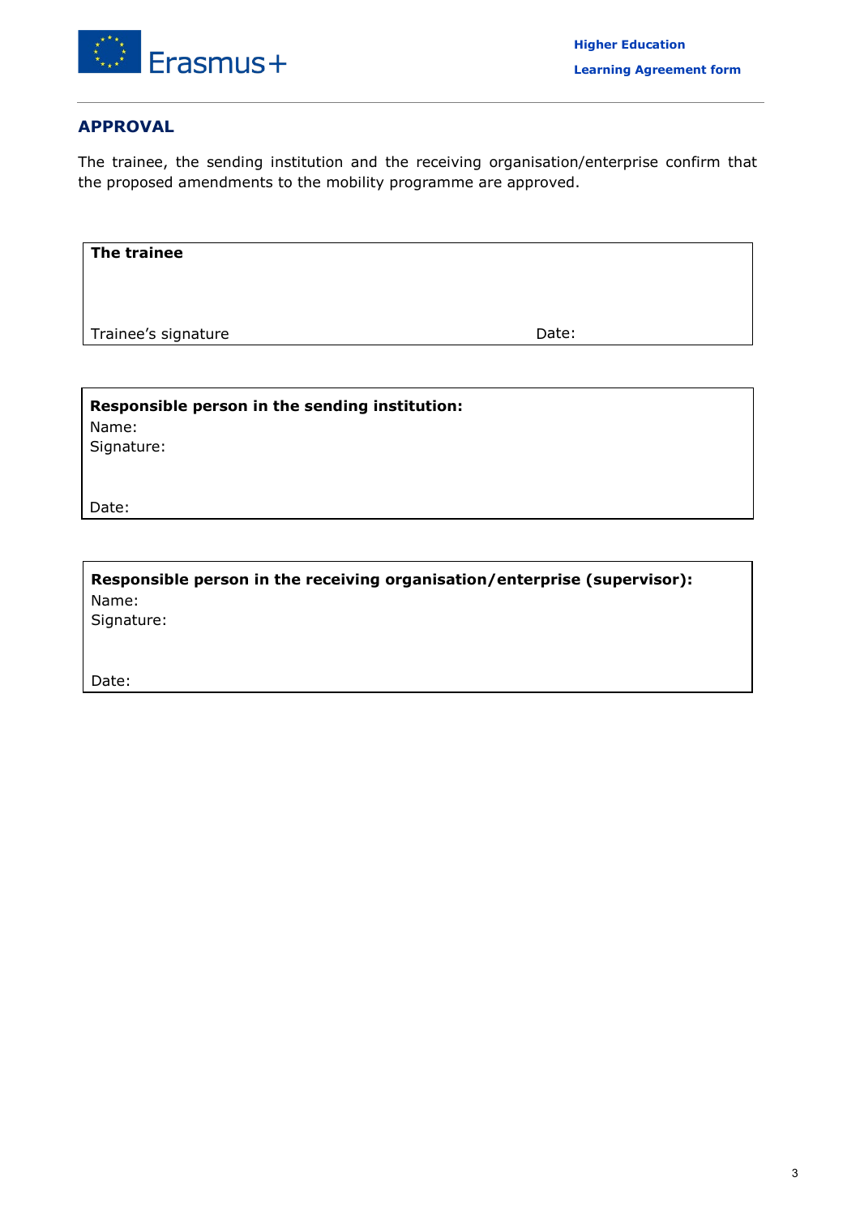## APPROVAL

The trainee, the sending institution and the receiving organisation/enterprise confirm that the proposed amendments to the mobility programme are approved.

| | |
|---|---|
| **The trainee** | |
| Trainee's signature | Date: |

| |
|---|
| **Responsible person in the sending institution:** |
| Name: |
| Signature: |
| Date: |

| |
|---|
| **Responsible person in the receiving organisation/enterprise (supervisor):** |
| Name: |
| Signature: |
| Date: |